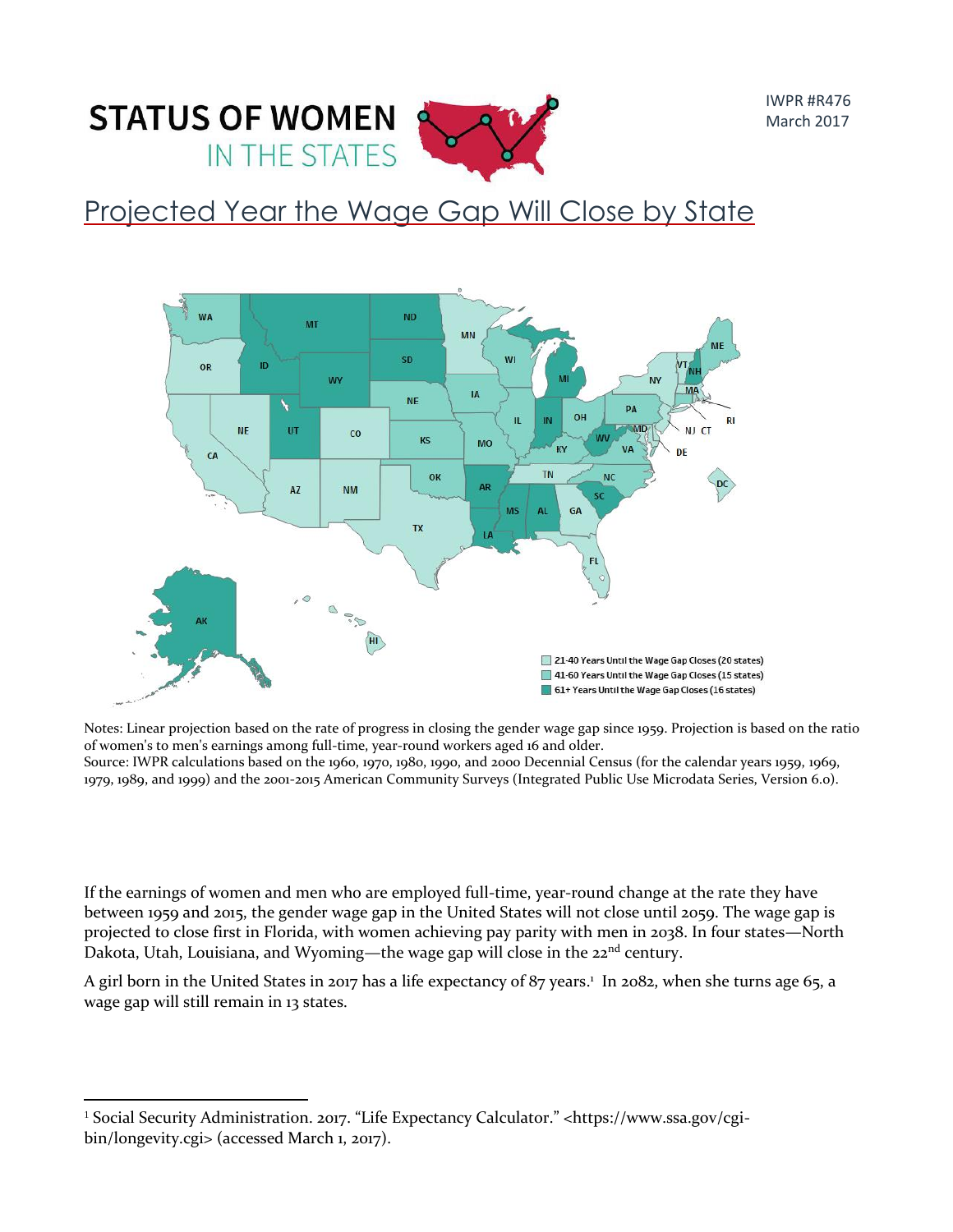**STATUS OF WOMEN IN THE STATES**

IWPR #R476
March 2017

# Projected Year the Wage Gap Will Close by State

21-40 Years Until the Wage Gap Closes (20 states)
41-60 Years Until the Wage Gap Closes (15 states)
61+ Years Until the Wage Gap Closes (16 states)

Notes: Linear projection based on the rate of progress in closing the gender wage gap since 1959. Projection is based on the ratio of women's to men's earnings among full-time, year-round workers aged 16 and older.
Source: IWPR calculations based on the 1960, 1970, 1980, 1990, and 2000 Decennial Census (for the calendar years 1959, 1969, 1979, 1989, and 1999) and the 2001-2015 American Community Surveys (Integrated Public Use Microdata Series, Version 6.0).

If the earnings of women and men who are employed full-time, year-round change at the rate they have between 1959 and 2015, the gender wage gap in the United States will not close until 2059. The wage gap is projected to close first in Florida, with women achieving pay parity with men in 2038. In four states—North Dakota, Utah, Louisiana, and Wyoming—the wage gap will close in the 22nd century.

A girl born in the United States in 2017 has a life expectancy of 87 years.[1] In 2082, when she turns age 65, a wage gap will still remain in 13 states.

[1] Social Security Administration. 2017. "Life Expectancy Calculator." <https://www.ssa.gov/cgi-bin/longevity.cgi> (accessed March 1, 2017).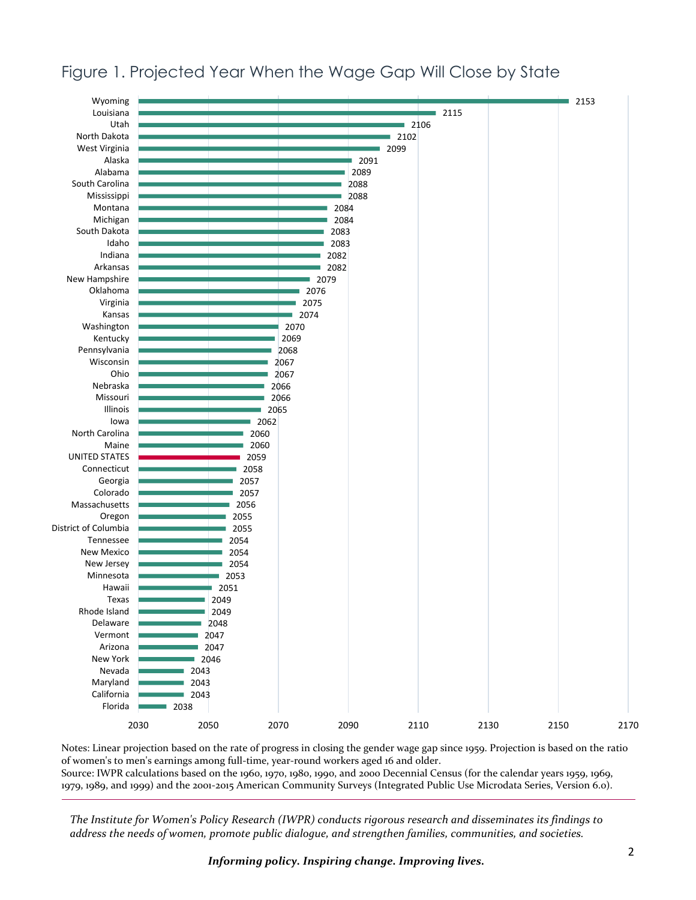## Figure 1. Projected Year When the Wage Gap Will Close by State

Wyoming 2153
Louisiana 2115
Utah 2106
North Dakota 2102
West Virginia 2099
Alaska 2091
Alabama 2089
South Carolina 2088
Mississippi 2088
Montana 2084
Michigan 2084
South Dakota 2083
Idaho 2083
Indiana 2082
Arkansas 2082
New Hampshire 2079
Oklahoma 2076
Virginia 2075
Kansas 2074
Washington 2070
Kentucky 2069
Pennsylvania 2068
Wisconsin 2067
Ohio 2067
Nebraska 2066
Missouri 2066
Illinois 2065
Iowa 2062
North Carolina 2060
Maine 2060
UNITED STATES 2059
Connecticut 2058
Georgia 2057
Colorado 2057
Massachusetts 2056
Oregon 2055
District of Columbia 2055
Tennessee 2054
New Mexico 2054
New Jersey 2054
Minnesota 2053
Hawaii 2051
Texas 2049
Rhode Island 2049
Delaware 2048
Vermont 2047
Arizona 2047
New York 2046
Nevada 2043
Maryland 2043
California 2043
Florida 2038

2030 2050 2070 2090 2110 2130 2150 2170

Notes: Linear projection based on the rate of progress in closing the gender wage gap since 1959. Projection is based on the ratio of women's to men's earnings among full-time, year-round workers aged 16 and older.
Source: IWPR calculations based on the 1960, 1970, 1980, 1990, and 2000 Decennial Census (for the calendar years 1959, 1969, 1979, 1989, and 1999) and the 2001-2015 American Community Surveys (Integrated Public Use Microdata Series, Version 6.0).

---

*The Institute for Women's Policy Research (IWPR) conducts rigorous research and disseminates its findings to address the needs of women, promote public dialogue, and strengthen families, communities, and societies.*

***Informing policy. Inspiring change. Improving lives.***